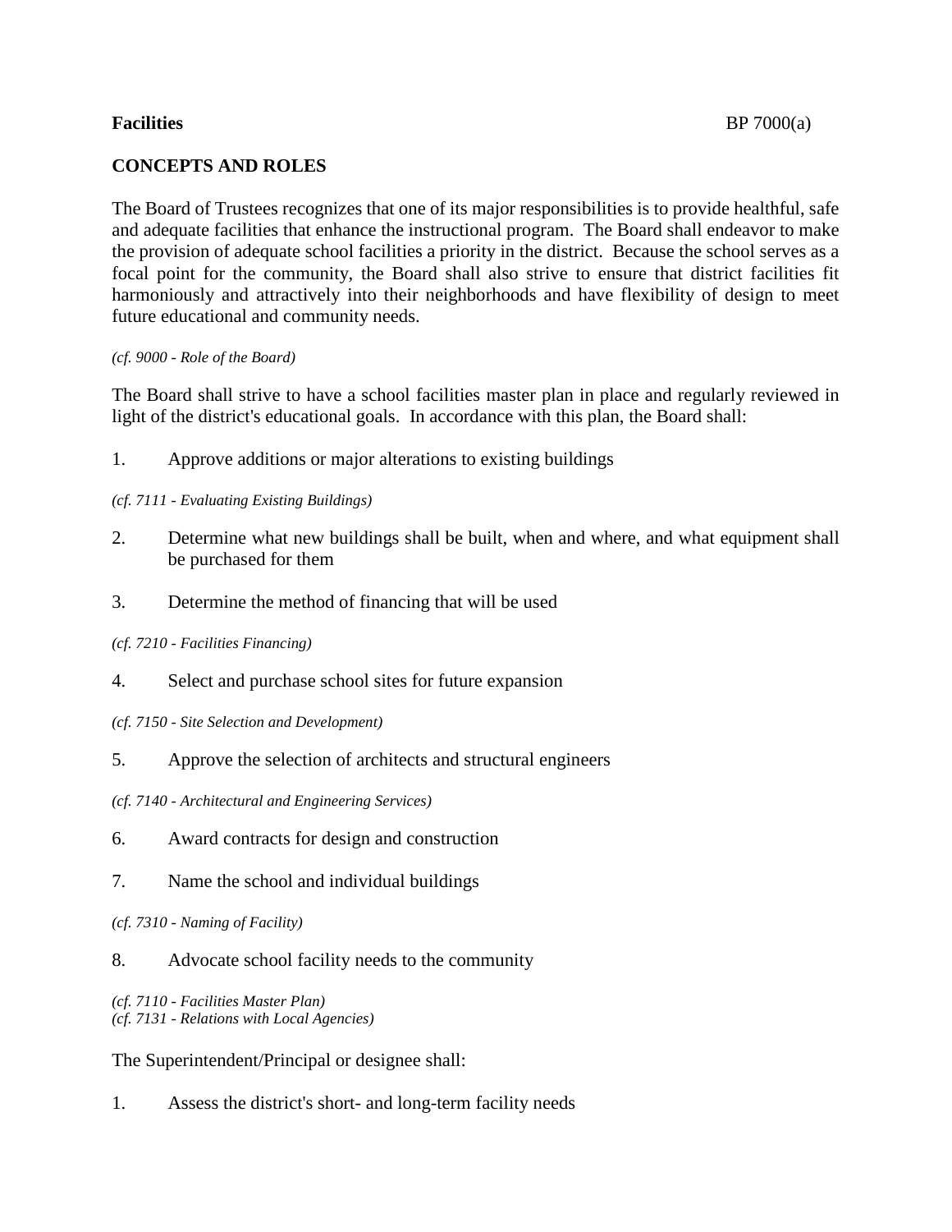**Facilities** BP 7000(a)

## CONCEPTS AND ROLES

The Board of Trustees recognizes that one of its major responsibilities is to provide healthful, safe and adequate facilities that enhance the instructional program. The Board shall endeavor to make the provision of adequate school facilities a priority in the district. Because the school serves as a focal point for the community, the Board shall also strive to ensure that district facilities fit harmoniously and attractively into their neighborhoods and have flexibility of design to meet future educational and community needs.

*(cf. 9000 - Role of the Board)*

The Board shall strive to have a school facilities master plan in place and regularly reviewed in light of the district's educational goals. In accordance with this plan, the Board shall:

1. Approve additions or major alterations to existing buildings

*(cf. 7111 - Evaluating Existing Buildings)*

2. Determine what new buildings shall be built, when and where, and what equipment shall be purchased for them

3. Determine the method of financing that will be used

*(cf. 7210 - Facilities Financing)*

4. Select and purchase school sites for future expansion

*(cf. 7150 - Site Selection and Development)*

5. Approve the selection of architects and structural engineers

*(cf. 7140 - Architectural and Engineering Services)*

6. Award contracts for design and construction

7. Name the school and individual buildings

*(cf. 7310 - Naming of Facility)*

8. Advocate school facility needs to the community

*(cf. 7110 - Facilities Master Plan)*
*(cf. 7131 - Relations with Local Agencies)*

The Superintendent/Principal or designee shall:

1. Assess the district's short- and long-term facility needs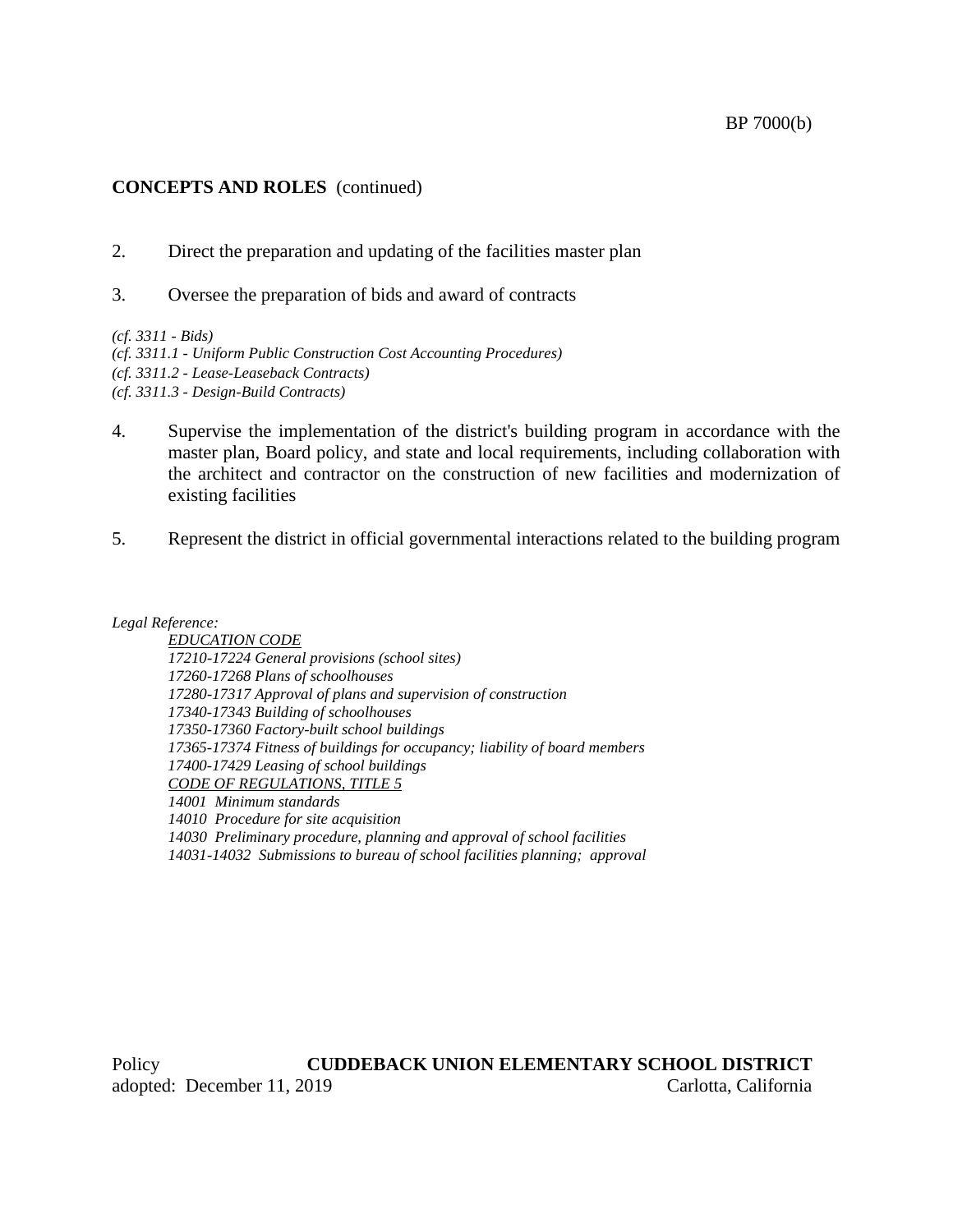**CONCEPTS AND ROLES** (continued)

2. Direct the preparation and updating of the facilities master plan

3. Oversee the preparation of bids and award of contracts

*(cf. 3311 - Bids)*
*(cf. 3311.1 - Uniform Public Construction Cost Accounting Procedures)*
*(cf. 3311.2 - Lease-Leaseback Contracts)*
*(cf. 3311.3 - Design-Build Contracts)*

4. Supervise the implementation of the district's building program in accordance with the master plan, Board policy, and state and local requirements, including collaboration with the architect and contractor on the construction of new facilities and modernization of existing facilities

5. Represent the district in official governmental interactions related to the building program

*Legal Reference:*

*EDUCATION CODE*
*17210-17224 General provisions (school sites)*
*17260-17268 Plans of schoolhouses*
*17280-17317 Approval of plans and supervision of construction*
*17340-17343 Building of schoolhouses*
*17350-17360 Factory-built school buildings*
*17365-17374 Fitness of buildings for occupancy; liability of board members*
*17400-17429 Leasing of school buildings*

*CODE OF REGULATIONS, TITLE 5*
*14001 Minimum standards*
*14010 Procedure for site acquisition*
*14030 Preliminary procedure, planning and approval of school facilities*
*14031-14032 Submissions to bureau of school facilities planning; approval*

Policy **CUDDEBACK UNION ELEMENTARY SCHOOL DISTRICT**
adopted: December 11, 2019 Carlotta, California